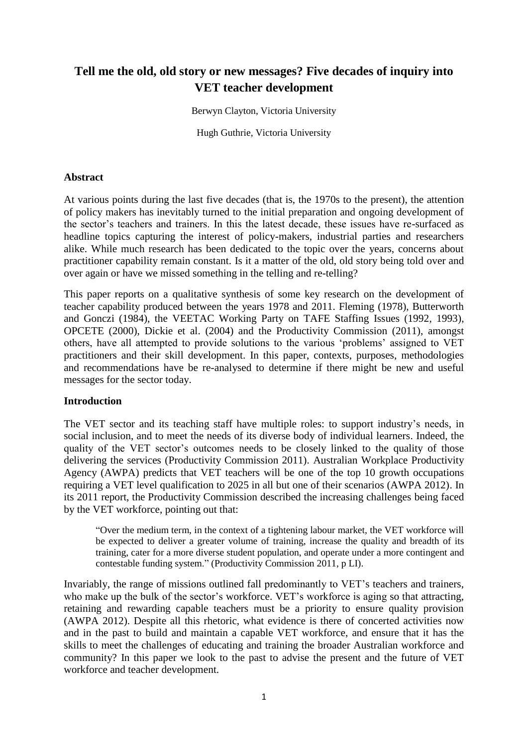# Tell me the old, old story or new messages? Five decades of inquiry into VET teacher development

Berwyn Clayton, Victoria University

Hugh Guthrie, Victoria University

## Abstract

At various points during the last five decades (that is, the 1970s to the present), the attention of policy makers has inevitably turned to the initial preparation and ongoing development of the sector's teachers and trainers. In this the latest decade, these issues have re-surfaced as headline topics capturing the interest of policy-makers, industrial parties and researchers alike. While much research has been dedicated to the topic over the years, concerns about practitioner capability remain constant. Is it a matter of the old, old story being told over and over again or have we missed something in the telling and re-telling?

This paper reports on a qualitative synthesis of some key research on the development of teacher capability produced between the years 1978 and 2011. Fleming (1978), Butterworth and Gonczi (1984), the VEETAC Working Party on TAFE Staffing Issues (1992, 1993), OPCETE (2000), Dickie et al. (2004) and the Productivity Commission (2011), amongst others, have all attempted to provide solutions to the various 'problems' assigned to VET practitioners and their skill development. In this paper, contexts, purposes, methodologies and recommendations have be re-analysed to determine if there might be new and useful messages for the sector today.

## Introduction

The VET sector and its teaching staff have multiple roles: to support industry's needs, in social inclusion, and to meet the needs of its diverse body of individual learners. Indeed, the quality of the VET sector's outcomes needs to be closely linked to the quality of those delivering the services (Productivity Commission 2011). Australian Workplace Productivity Agency (AWPA) predicts that VET teachers will be one of the top 10 growth occupations requiring a VET level qualification to 2025 in all but one of their scenarios (AWPA 2012). In its 2011 report, the Productivity Commission described the increasing challenges being faced by the VET workforce, pointing out that:

> "Over the medium term, in the context of a tightening labour market, the VET workforce will be expected to deliver a greater volume of training, increase the quality and breadth of its training, cater for a more diverse student population, and operate under a more contingent and contestable funding system." (Productivity Commission 2011, p LI).

Invariably, the range of missions outlined fall predominantly to VET's teachers and trainers, who make up the bulk of the sector's workforce. VET's workforce is aging so that attracting, retaining and rewarding capable teachers must be a priority to ensure quality provision (AWPA 2012). Despite all this rhetoric, what evidence is there of concerted activities now and in the past to build and maintain a capable VET workforce, and ensure that it has the skills to meet the challenges of educating and training the broader Australian workforce and community? In this paper we look to the past to advise the present and the future of VET workforce and teacher development.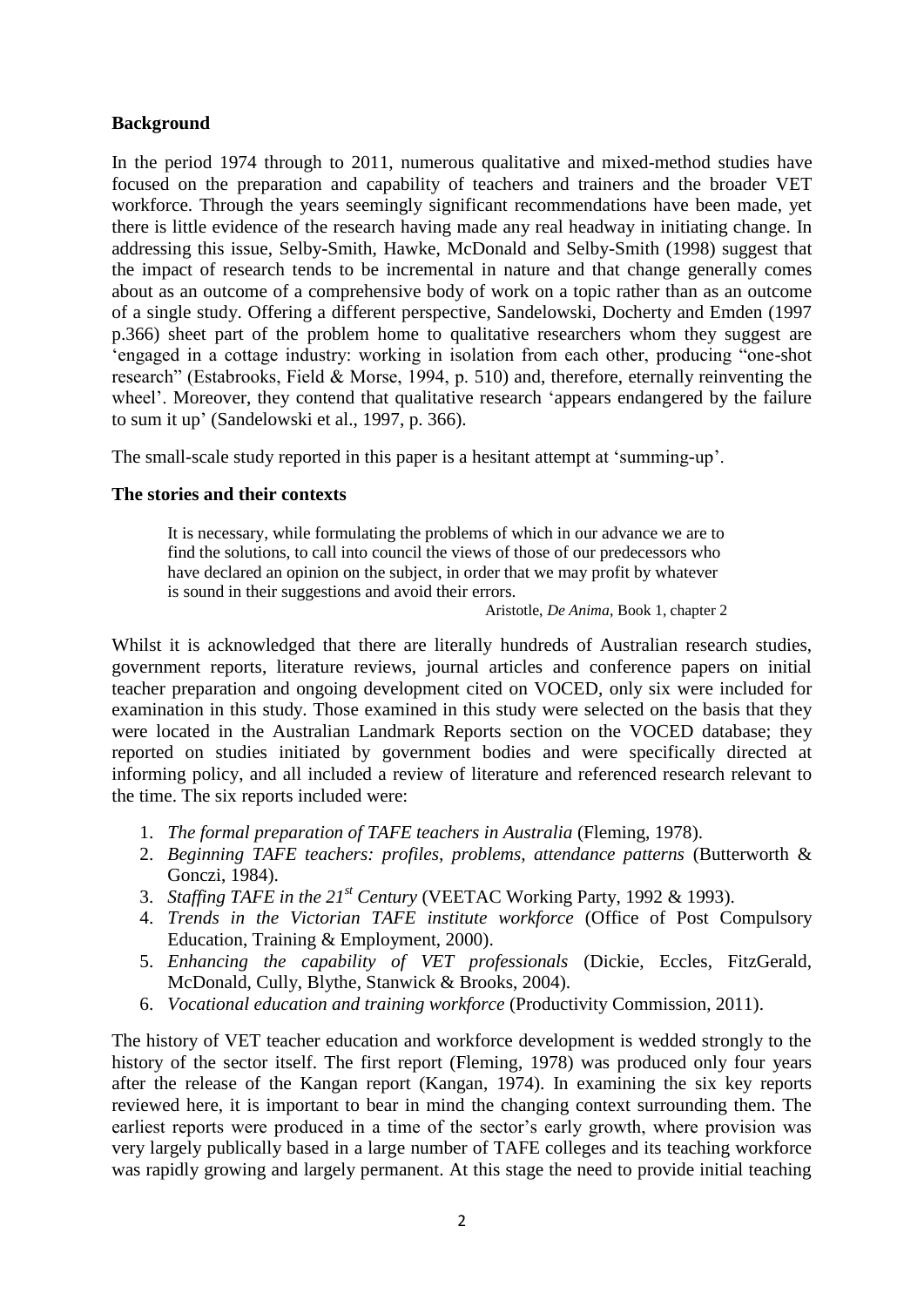**Background**

In the period 1974 through to 2011, numerous qualitative and mixed-method studies have focused on the preparation and capability of teachers and trainers and the broader VET workforce. Through the years seemingly significant recommendations have been made, yet there is little evidence of the research having made any real headway in initiating change. In addressing this issue, Selby-Smith, Hawke, McDonald and Selby-Smith (1998) suggest that the impact of research tends to be incremental in nature and that change generally comes about as an outcome of a comprehensive body of work on a topic rather than as an outcome of a single study. Offering a different perspective, Sandelowski, Docherty and Emden (1997 p.366) sheet part of the problem home to qualitative researchers whom they suggest are 'engaged in a cottage industry: working in isolation from each other, producing "one-shot research" (Estabrooks, Field & Morse, 1994, p. 510) and, therefore, eternally reinventing the wheel'. Moreover, they contend that qualitative research 'appears endangered by the failure to sum it up' (Sandelowski et al., 1997, p. 366).

The small-scale study reported in this paper is a hesitant attempt at 'summing-up'.

**The stories and their contexts**

> It is necessary, while formulating the problems of which in our advance we are to find the solutions, to call into council the views of those of our predecessors who have declared an opinion on the subject, in order that we may profit by whatever is sound in their suggestions and avoid their errors.
>
> Aristotle, *De Anima*, Book 1, chapter 2

Whilst it is acknowledged that there are literally hundreds of Australian research studies, government reports, literature reviews, journal articles and conference papers on initial teacher preparation and ongoing development cited on VOCED, only six were included for examination in this study. Those examined in this study were selected on the basis that they were located in the Australian Landmark Reports section on the VOCED database; they reported on studies initiated by government bodies and were specifically directed at informing policy, and all included a review of literature and referenced research relevant to the time. The six reports included were:

1. *The formal preparation of TAFE teachers in Australia* (Fleming, 1978).
2. *Beginning TAFE teachers: profiles, problems, attendance patterns* (Butterworth & Gonczi, 1984).
3. *Staffing TAFE in the 21st Century* (VEETAC Working Party, 1992 & 1993).
4. *Trends in the Victorian TAFE institute workforce* (Office of Post Compulsory Education, Training & Employment, 2000).
5. *Enhancing the capability of VET professionals* (Dickie, Eccles, FitzGerald, McDonald, Cully, Blythe, Stanwick & Brooks, 2004).
6. *Vocational education and training workforce* (Productivity Commission, 2011).

The history of VET teacher education and workforce development is wedded strongly to the history of the sector itself. The first report (Fleming, 1978) was produced only four years after the release of the Kangan report (Kangan, 1974). In examining the six key reports reviewed here, it is important to bear in mind the changing context surrounding them. The earliest reports were produced in a time of the sector's early growth, where provision was very largely publically based in a large number of TAFE colleges and its teaching workforce was rapidly growing and largely permanent. At this stage the need to provide initial teaching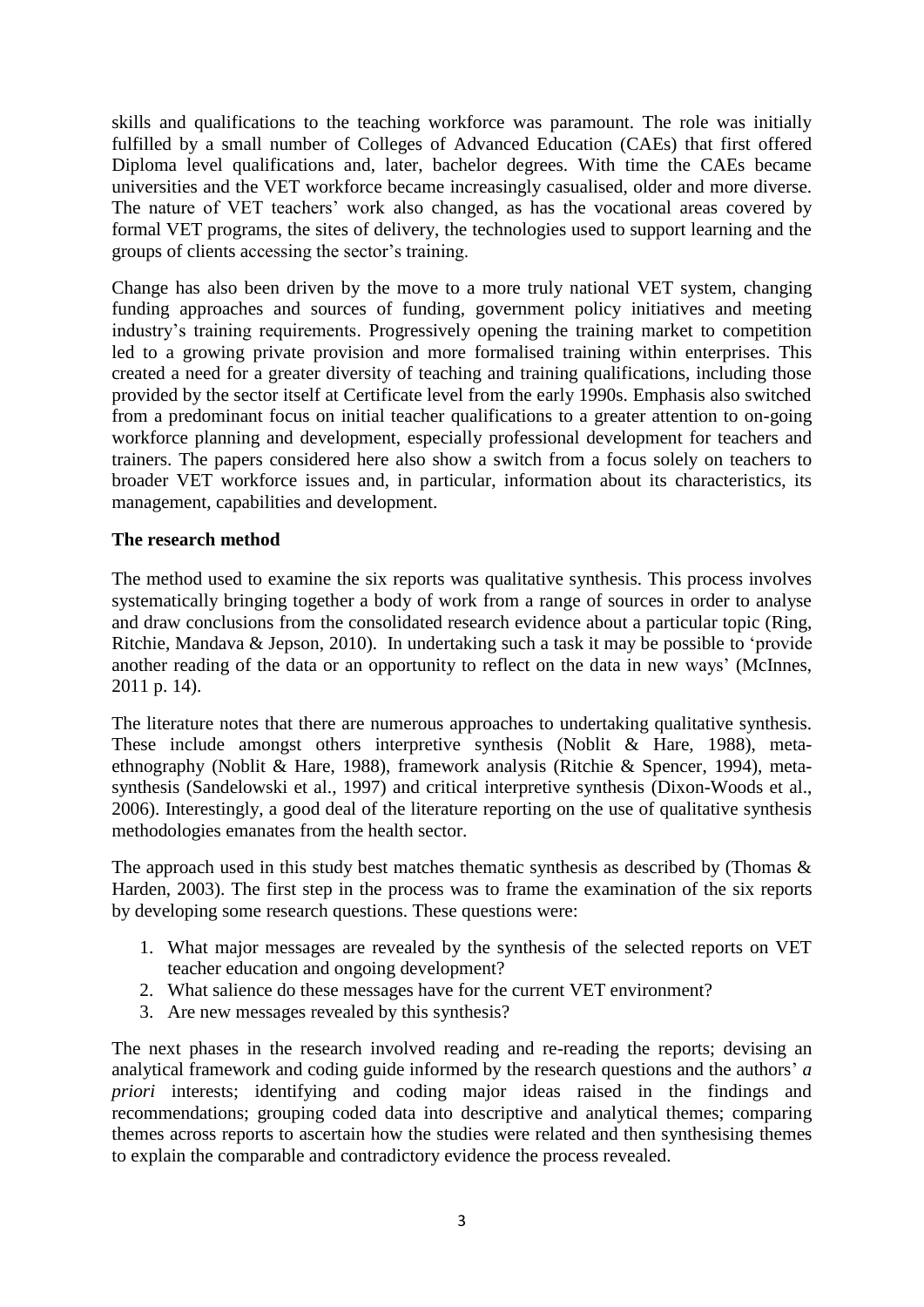skills and qualifications to the teaching workforce was paramount. The role was initially fulfilled by a small number of Colleges of Advanced Education (CAEs) that first offered Diploma level qualifications and, later, bachelor degrees. With time the CAEs became universities and the VET workforce became increasingly casualised, older and more diverse. The nature of VET teachers' work also changed, as has the vocational areas covered by formal VET programs, the sites of delivery, the technologies used to support learning and the groups of clients accessing the sector's training.

Change has also been driven by the move to a more truly national VET system, changing funding approaches and sources of funding, government policy initiatives and meeting industry's training requirements. Progressively opening the training market to competition led to a growing private provision and more formalised training within enterprises. This created a need for a greater diversity of teaching and training qualifications, including those provided by the sector itself at Certificate level from the early 1990s. Emphasis also switched from a predominant focus on initial teacher qualifications to a greater attention to on-going workforce planning and development, especially professional development for teachers and trainers. The papers considered here also show a switch from a focus solely on teachers to broader VET workforce issues and, in particular, information about its characteristics, its management, capabilities and development.

**The research method**

The method used to examine the six reports was qualitative synthesis. This process involves systematically bringing together a body of work from a range of sources in order to analyse and draw conclusions from the consolidated research evidence about a particular topic (Ring, Ritchie, Mandava & Jepson, 2010). In undertaking such a task it may be possible to 'provide another reading of the data or an opportunity to reflect on the data in new ways' (McInnes, 2011 p. 14).

The literature notes that there are numerous approaches to undertaking qualitative synthesis. These include amongst others interpretive synthesis (Noblit & Hare, 1988), meta-ethnography (Noblit & Hare, 1988), framework analysis (Ritchie & Spencer, 1994), meta-synthesis (Sandelowski et al., 1997) and critical interpretive synthesis (Dixon-Woods et al., 2006). Interestingly, a good deal of the literature reporting on the use of qualitative synthesis methodologies emanates from the health sector.

The approach used in this study best matches thematic synthesis as described by (Thomas & Harden, 2003). The first step in the process was to frame the examination of the six reports by developing some research questions. These questions were:

1. What major messages are revealed by the synthesis of the selected reports on VET teacher education and ongoing development?
2. What salience do these messages have for the current VET environment?
3. Are new messages revealed by this synthesis?

The next phases in the research involved reading and re-reading the reports; devising an analytical framework and coding guide informed by the research questions and the authors' *a priori* interests; identifying and coding major ideas raised in the findings and recommendations; grouping coded data into descriptive and analytical themes; comparing themes across reports to ascertain how the studies were related and then synthesising themes to explain the comparable and contradictory evidence the process revealed.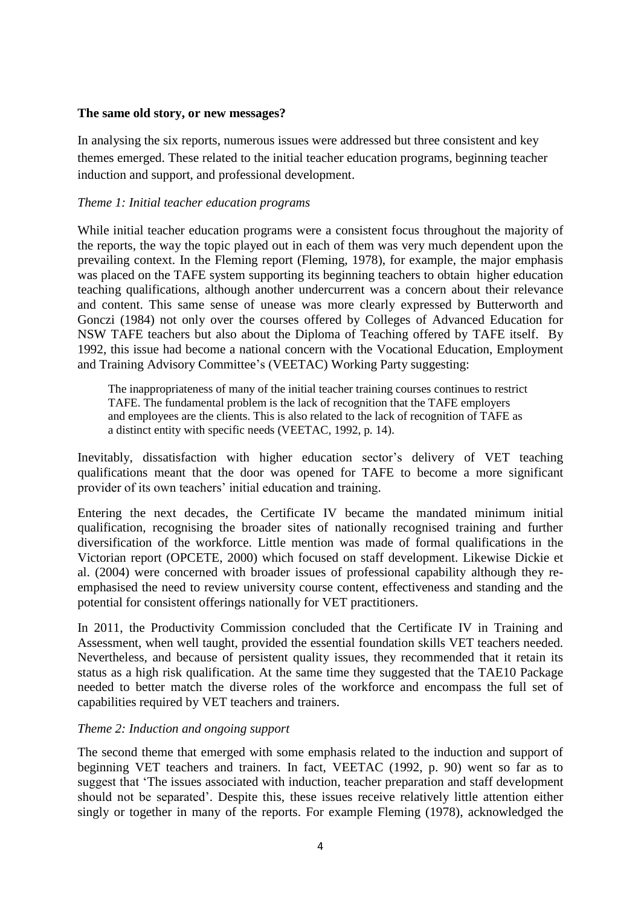**The same old story, or new messages?**

In analysing the six reports, numerous issues were addressed but three consistent and key themes emerged. These related to the initial teacher education programs, beginning teacher induction and support, and professional development.

*Theme 1: Initial teacher education programs*

While initial teacher education programs were a consistent focus throughout the majority of the reports, the way the topic played out in each of them was very much dependent upon the prevailing context. In the Fleming report (Fleming, 1978), for example, the major emphasis was placed on the TAFE system supporting its beginning teachers to obtain higher education teaching qualifications, although another undercurrent was a concern about their relevance and content. This same sense of unease was more clearly expressed by Butterworth and Gonczi (1984) not only over the courses offered by Colleges of Advanced Education for NSW TAFE teachers but also about the Diploma of Teaching offered by TAFE itself. By 1992, this issue had become a national concern with the Vocational Education, Employment and Training Advisory Committee's (VEETAC) Working Party suggesting:

> The inappropriateness of many of the initial teacher training courses continues to restrict TAFE. The fundamental problem is the lack of recognition that the TAFE employers and employees are the clients. This is also related to the lack of recognition of TAFE as a distinct entity with specific needs (VEETAC, 1992, p. 14).

Inevitably, dissatisfaction with higher education sector's delivery of VET teaching qualifications meant that the door was opened for TAFE to become a more significant provider of its own teachers' initial education and training.

Entering the next decades, the Certificate IV became the mandated minimum initial qualification, recognising the broader sites of nationally recognised training and further diversification of the workforce. Little mention was made of formal qualifications in the Victorian report (OPCETE, 2000) which focused on staff development. Likewise Dickie et al. (2004) were concerned with broader issues of professional capability although they re-emphasised the need to review university course content, effectiveness and standing and the potential for consistent offerings nationally for VET practitioners.

In 2011, the Productivity Commission concluded that the Certificate IV in Training and Assessment, when well taught, provided the essential foundation skills VET teachers needed. Nevertheless, and because of persistent quality issues, they recommended that it retain its status as a high risk qualification. At the same time they suggested that the TAE10 Package needed to better match the diverse roles of the workforce and encompass the full set of capabilities required by VET teachers and trainers.

*Theme 2: Induction and ongoing support*

The second theme that emerged with some emphasis related to the induction and support of beginning VET teachers and trainers. In fact, VEETAC (1992, p. 90) went so far as to suggest that 'The issues associated with induction, teacher preparation and staff development should not be separated'. Despite this, these issues receive relatively little attention either singly or together in many of the reports. For example Fleming (1978), acknowledged the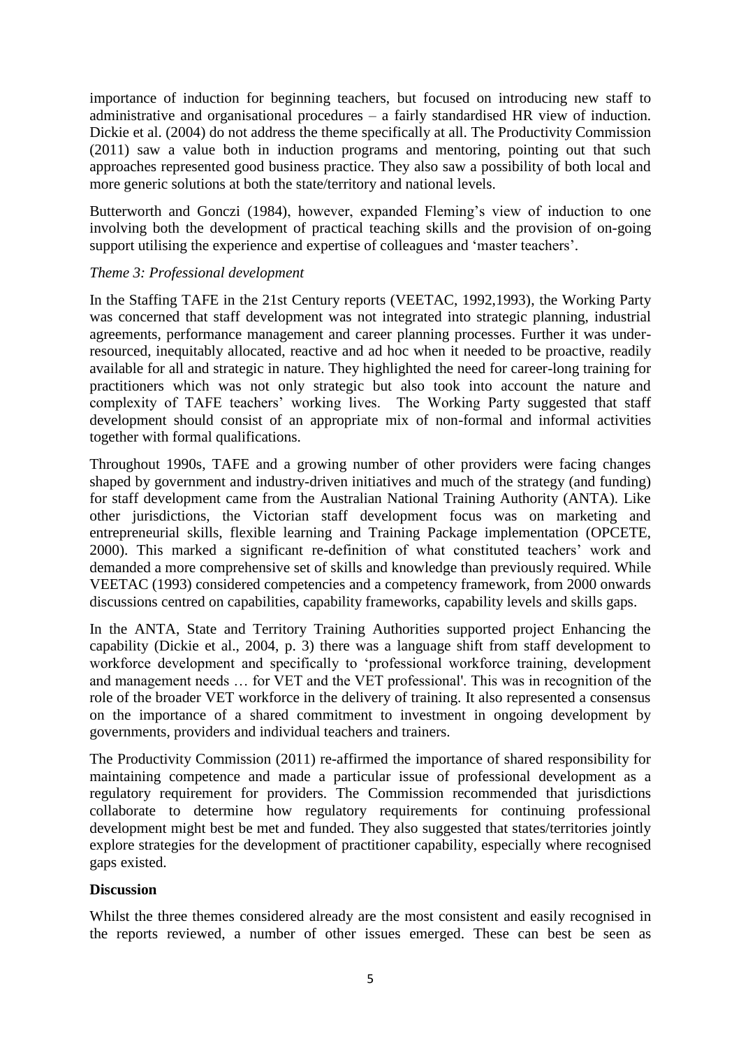importance of induction for beginning teachers, but focused on introducing new staff to administrative and organisational procedures – a fairly standardised HR view of induction. Dickie et al. (2004) do not address the theme specifically at all. The Productivity Commission (2011) saw a value both in induction programs and mentoring, pointing out that such approaches represented good business practice. They also saw a possibility of both local and more generic solutions at both the state/territory and national levels.

Butterworth and Gonczi (1984), however, expanded Fleming's view of induction to one involving both the development of practical teaching skills and the provision of on-going support utilising the experience and expertise of colleagues and 'master teachers'.

*Theme 3: Professional development*

In the Staffing TAFE in the 21st Century reports (VEETAC, 1992,1993), the Working Party was concerned that staff development was not integrated into strategic planning, industrial agreements, performance management and career planning processes. Further it was under-resourced, inequitably allocated, reactive and ad hoc when it needed to be proactive, readily available for all and strategic in nature. They highlighted the need for career-long training for practitioners which was not only strategic but also took into account the nature and complexity of TAFE teachers' working lives. The Working Party suggested that staff development should consist of an appropriate mix of non-formal and informal activities together with formal qualifications.

Throughout 1990s, TAFE and a growing number of other providers were facing changes shaped by government and industry-driven initiatives and much of the strategy (and funding) for staff development came from the Australian National Training Authority (ANTA). Like other jurisdictions, the Victorian staff development focus was on marketing and entrepreneurial skills, flexible learning and Training Package implementation (OPCETE, 2000). This marked a significant re-definition of what constituted teachers' work and demanded a more comprehensive set of skills and knowledge than previously required. While VEETAC (1993) considered competencies and a competency framework, from 2000 onwards discussions centred on capabilities, capability frameworks, capability levels and skills gaps.

In the ANTA, State and Territory Training Authorities supported project Enhancing the capability (Dickie et al., 2004, p. 3) there was a language shift from staff development to workforce development and specifically to 'professional workforce training, development and management needs … for VET and the VET professional'. This was in recognition of the role of the broader VET workforce in the delivery of training. It also represented a consensus on the importance of a shared commitment to investment in ongoing development by governments, providers and individual teachers and trainers.

The Productivity Commission (2011) re-affirmed the importance of shared responsibility for maintaining competence and made a particular issue of professional development as a regulatory requirement for providers. The Commission recommended that jurisdictions collaborate to determine how regulatory requirements for continuing professional development might best be met and funded. They also suggested that states/territories jointly explore strategies for the development of practitioner capability, especially where recognised gaps existed.

**Discussion**

Whilst the three themes considered already are the most consistent and easily recognised in the reports reviewed, a number of other issues emerged. These can best be seen as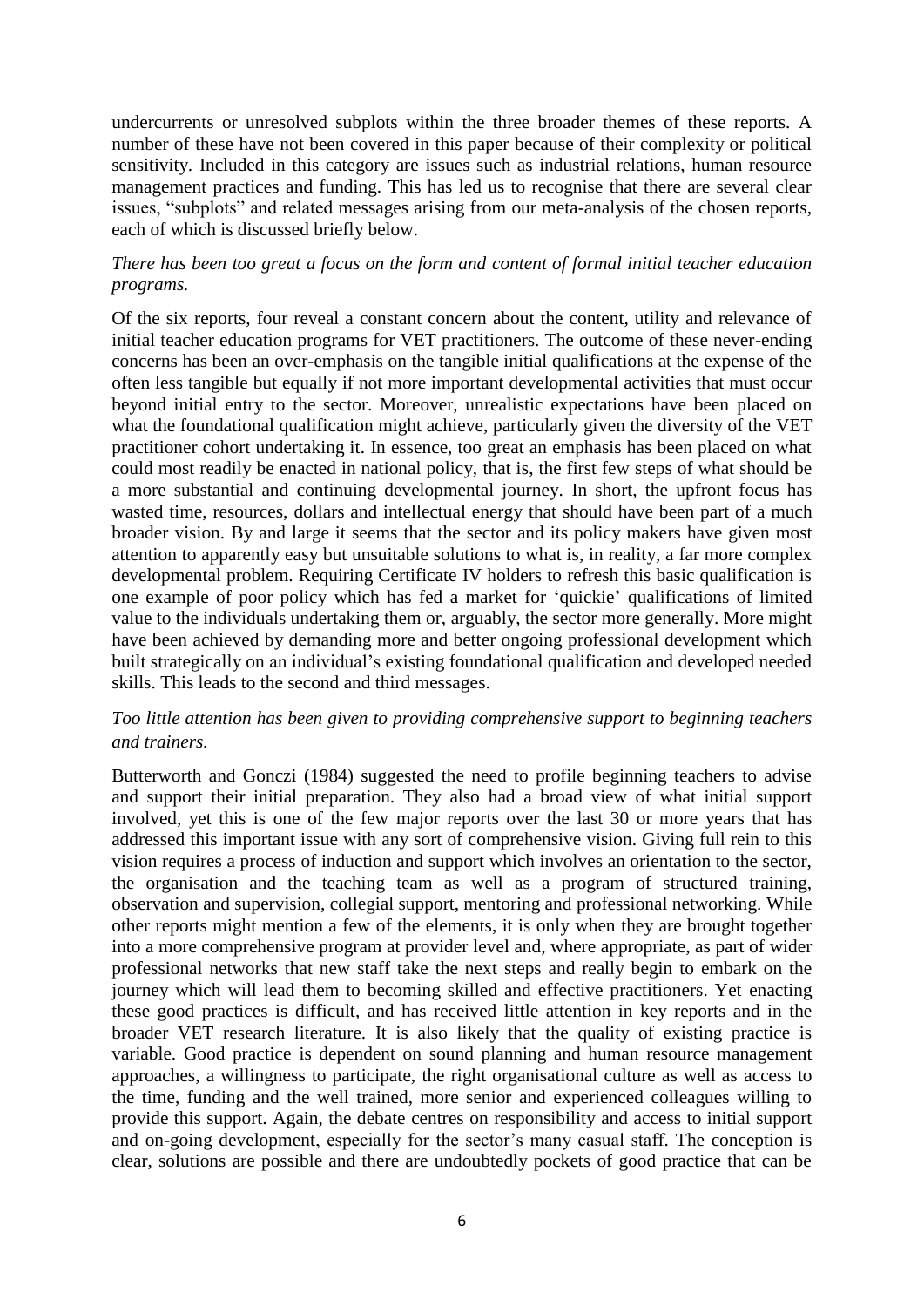undercurrents or unresolved subplots within the three broader themes of these reports. A number of these have not been covered in this paper because of their complexity or political sensitivity. Included in this category are issues such as industrial relations, human resource management practices and funding. This has led us to recognise that there are several clear issues, "subplots" and related messages arising from our meta-analysis of the chosen reports, each of which is discussed briefly below.

*There has been too great a focus on the form and content of formal initial teacher education programs.*

Of the six reports, four reveal a constant concern about the content, utility and relevance of initial teacher education programs for VET practitioners. The outcome of these never-ending concerns has been an over-emphasis on the tangible initial qualifications at the expense of the often less tangible but equally if not more important developmental activities that must occur beyond initial entry to the sector. Moreover, unrealistic expectations have been placed on what the foundational qualification might achieve, particularly given the diversity of the VET practitioner cohort undertaking it. In essence, too great an emphasis has been placed on what could most readily be enacted in national policy, that is, the first few steps of what should be a more substantial and continuing developmental journey. In short, the upfront focus has wasted time, resources, dollars and intellectual energy that should have been part of a much broader vision. By and large it seems that the sector and its policy makers have given most attention to apparently easy but unsuitable solutions to what is, in reality, a far more complex developmental problem. Requiring Certificate IV holders to refresh this basic qualification is one example of poor policy which has fed a market for 'quickie' qualifications of limited value to the individuals undertaking them or, arguably, the sector more generally. More might have been achieved by demanding more and better ongoing professional development which built strategically on an individual's existing foundational qualification and developed needed skills. This leads to the second and third messages.

*Too little attention has been given to providing comprehensive support to beginning teachers and trainers.*

Butterworth and Gonczi (1984) suggested the need to profile beginning teachers to advise and support their initial preparation. They also had a broad view of what initial support involved, yet this is one of the few major reports over the last 30 or more years that has addressed this important issue with any sort of comprehensive vision. Giving full rein to this vision requires a process of induction and support which involves an orientation to the sector, the organisation and the teaching team as well as a program of structured training, observation and supervision, collegial support, mentoring and professional networking. While other reports might mention a few of the elements, it is only when they are brought together into a more comprehensive program at provider level and, where appropriate, as part of wider professional networks that new staff take the next steps and really begin to embark on the journey which will lead them to becoming skilled and effective practitioners. Yet enacting these good practices is difficult, and has received little attention in key reports and in the broader VET research literature. It is also likely that the quality of existing practice is variable. Good practice is dependent on sound planning and human resource management approaches, a willingness to participate, the right organisational culture as well as access to the time, funding and the well trained, more senior and experienced colleagues willing to provide this support. Again, the debate centres on responsibility and access to initial support and on-going development, especially for the sector's many casual staff. The conception is clear, solutions are possible and there are undoubtedly pockets of good practice that can be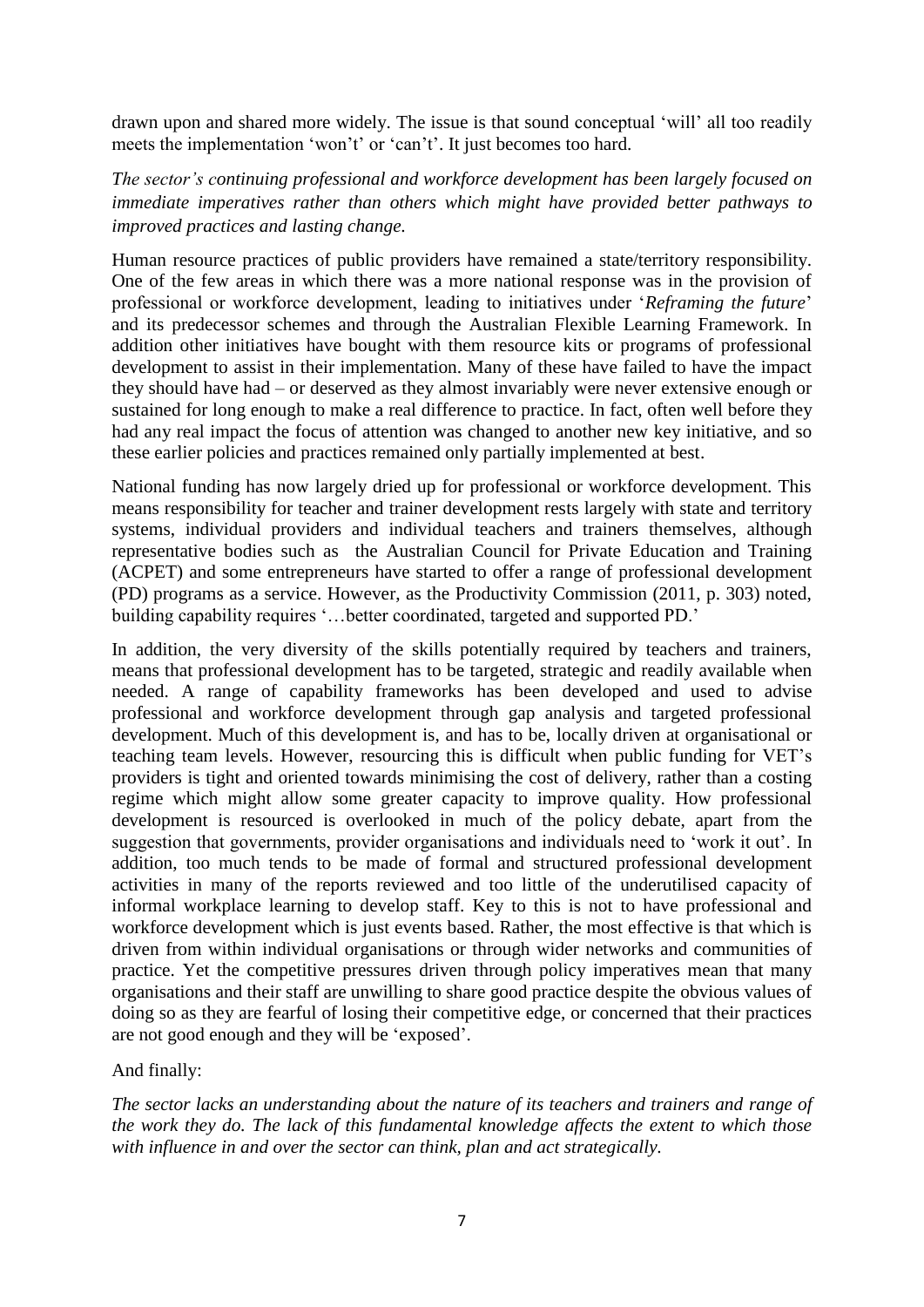drawn upon and shared more widely. The issue is that sound conceptual 'will' all too readily meets the implementation 'won't' or 'can't'. It just becomes too hard.

*The sector's continuing professional and workforce development has been largely focused on immediate imperatives rather than others which might have provided better pathways to improved practices and lasting change.*

Human resource practices of public providers have remained a state/territory responsibility. One of the few areas in which there was a more national response was in the provision of professional or workforce development, leading to initiatives under '*Reframing the future*' and its predecessor schemes and through the Australian Flexible Learning Framework. In addition other initiatives have bought with them resource kits or programs of professional development to assist in their implementation. Many of these have failed to have the impact they should have had – or deserved as they almost invariably were never extensive enough or sustained for long enough to make a real difference to practice. In fact, often well before they had any real impact the focus of attention was changed to another new key initiative, and so these earlier policies and practices remained only partially implemented at best.

National funding has now largely dried up for professional or workforce development. This means responsibility for teacher and trainer development rests largely with state and territory systems, individual providers and individual teachers and trainers themselves, although representative bodies such as the Australian Council for Private Education and Training (ACPET) and some entrepreneurs have started to offer a range of professional development (PD) programs as a service. However, as the Productivity Commission (2011, p. 303) noted, building capability requires '…better coordinated, targeted and supported PD.'

In addition, the very diversity of the skills potentially required by teachers and trainers, means that professional development has to be targeted, strategic and readily available when needed. A range of capability frameworks has been developed and used to advise professional and workforce development through gap analysis and targeted professional development. Much of this development is, and has to be, locally driven at organisational or teaching team levels. However, resourcing this is difficult when public funding for VET's providers is tight and oriented towards minimising the cost of delivery, rather than a costing regime which might allow some greater capacity to improve quality. How professional development is resourced is overlooked in much of the policy debate, apart from the suggestion that governments, provider organisations and individuals need to 'work it out'. In addition, too much tends to be made of formal and structured professional development activities in many of the reports reviewed and too little of the underutilised capacity of informal workplace learning to develop staff. Key to this is not to have professional and workforce development which is just events based. Rather, the most effective is that which is driven from within individual organisations or through wider networks and communities of practice. Yet the competitive pressures driven through policy imperatives mean that many organisations and their staff are unwilling to share good practice despite the obvious values of doing so as they are fearful of losing their competitive edge, or concerned that their practices are not good enough and they will be 'exposed'.

And finally:

*The sector lacks an understanding about the nature of its teachers and trainers and range of the work they do. The lack of this fundamental knowledge affects the extent to which those with influence in and over the sector can think, plan and act strategically.*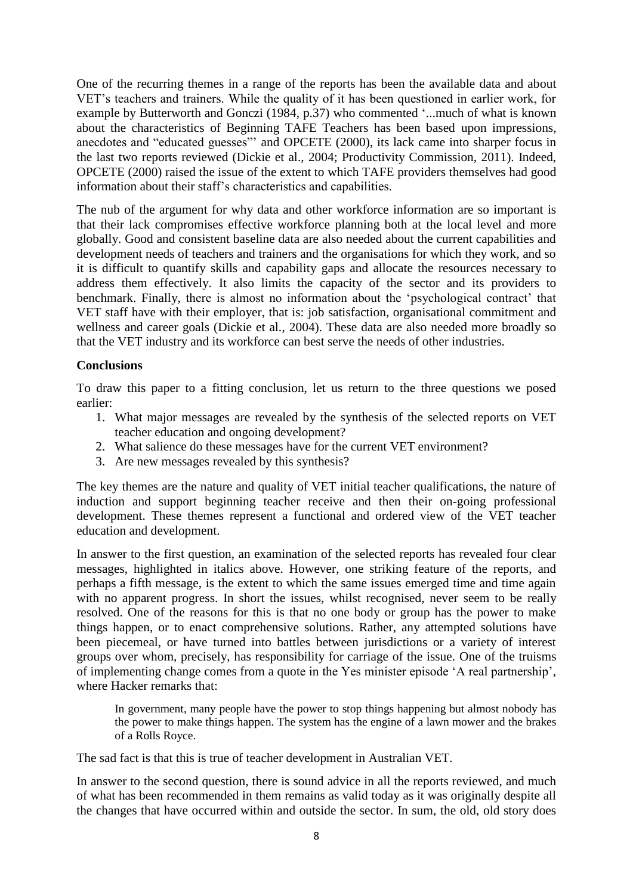One of the recurring themes in a range of the reports has been the available data and about VET's teachers and trainers. While the quality of it has been questioned in earlier work, for example by Butterworth and Gonczi (1984, p.37) who commented '...much of what is known about the characteristics of Beginning TAFE Teachers has been based upon impressions, anecdotes and "educated guesses"' and OPCETE (2000), its lack came into sharper focus in the last two reports reviewed (Dickie et al., 2004; Productivity Commission, 2011). Indeed, OPCETE (2000) raised the issue of the extent to which TAFE providers themselves had good information about their staff's characteristics and capabilities.

The nub of the argument for why data and other workforce information are so important is that their lack compromises effective workforce planning both at the local level and more globally. Good and consistent baseline data are also needed about the current capabilities and development needs of teachers and trainers and the organisations for which they work, and so it is difficult to quantify skills and capability gaps and allocate the resources necessary to address them effectively. It also limits the capacity of the sector and its providers to benchmark. Finally, there is almost no information about the 'psychological contract' that VET staff have with their employer, that is: job satisfaction, organisational commitment and wellness and career goals (Dickie et al., 2004). These data are also needed more broadly so that the VET industry and its workforce can best serve the needs of other industries.

**Conclusions**

To draw this paper to a fitting conclusion, let us return to the three questions we posed earlier:

1. What major messages are revealed by the synthesis of the selected reports on VET teacher education and ongoing development?
2. What salience do these messages have for the current VET environment?
3. Are new messages revealed by this synthesis?

The key themes are the nature and quality of VET initial teacher qualifications, the nature of induction and support beginning teacher receive and then their on-going professional development. These themes represent a functional and ordered view of the VET teacher education and development.

In answer to the first question, an examination of the selected reports has revealed four clear messages, highlighted in italics above. However, one striking feature of the reports, and perhaps a fifth message, is the extent to which the same issues emerged time and time again with no apparent progress. In short the issues, whilst recognised, never seem to be really resolved. One of the reasons for this is that no one body or group has the power to make things happen, or to enact comprehensive solutions. Rather, any attempted solutions have been piecemeal, or have turned into battles between jurisdictions or a variety of interest groups over whom, precisely, has responsibility for carriage of the issue. One of the truisms of implementing change comes from a quote in the Yes minister episode 'A real partnership', where Hacker remarks that:

> In government, many people have the power to stop things happening but almost nobody has the power to make things happen. The system has the engine of a lawn mower and the brakes of a Rolls Royce.

The sad fact is that this is true of teacher development in Australian VET.

In answer to the second question, there is sound advice in all the reports reviewed, and much of what has been recommended in them remains as valid today as it was originally despite all the changes that have occurred within and outside the sector. In sum, the old, old story does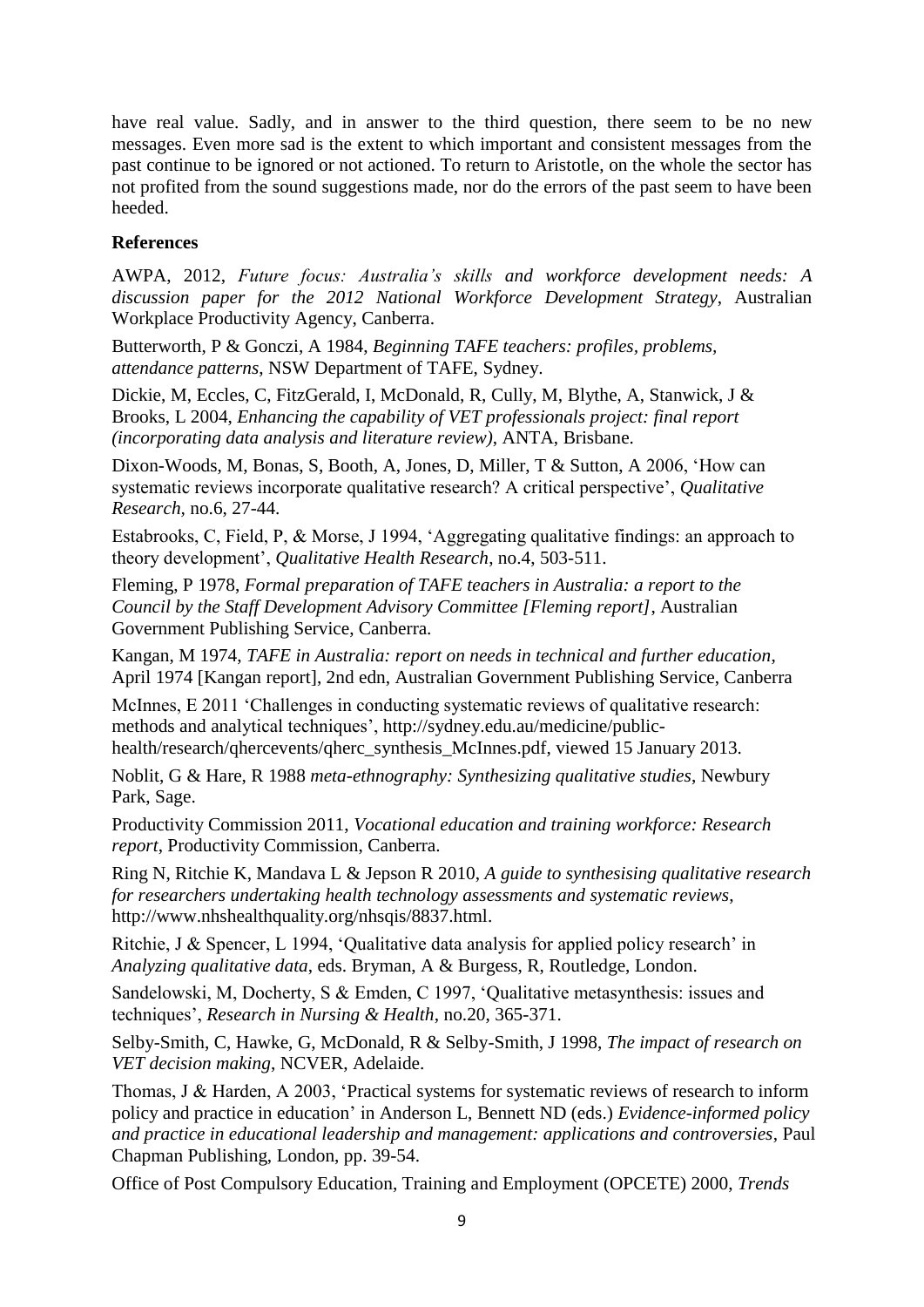have real value. Sadly, and in answer to the third question, there seem to be no new messages. Even more sad is the extent to which important and consistent messages from the past continue to be ignored or not actioned. To return to Aristotle, on the whole the sector has not profited from the sound suggestions made, nor do the errors of the past seem to have been heeded.

**References**

AWPA, 2012, *Future focus: Australia's skills and workforce development needs: A discussion paper for the 2012 National Workforce Development Strategy*, Australian Workplace Productivity Agency, Canberra.

Butterworth, P & Gonczi, A 1984, *Beginning TAFE teachers: profiles, problems, attendance patterns*, NSW Department of TAFE, Sydney.

Dickie, M, Eccles, C, FitzGerald, I, McDonald, R, Cully, M, Blythe, A, Stanwick, J & Brooks, L 2004, *Enhancing the capability of VET professionals project: final report (incorporating data analysis and literature review)*, ANTA, Brisbane.

Dixon-Woods, M, Bonas, S, Booth, A, Jones, D, Miller, T & Sutton, A 2006, 'How can systematic reviews incorporate qualitative research? A critical perspective', *Qualitative Research*, no.6, 27-44.

Estabrooks, C, Field, P, & Morse, J 1994, 'Aggregating qualitative findings: an approach to theory development', *Qualitative Health Research*, no.4, 503-511.

Fleming, P 1978, *Formal preparation of TAFE teachers in Australia: a report to the Council by the Staff Development Advisory Committee [Fleming report]*, Australian Government Publishing Service, Canberra.

Kangan, M 1974, *TAFE in Australia: report on needs in technical and further education*, April 1974 [Kangan report], 2nd edn, Australian Government Publishing Service, Canberra

McInnes, E 2011 'Challenges in conducting systematic reviews of qualitative research: methods and analytical techniques', http://sydney.edu.au/medicine/public-health/research/qhercevents/qherc_synthesis_McInnes.pdf, viewed 15 January 2013.

Noblit, G & Hare, R 1988 *meta-ethnography: Synthesizing qualitative studies*, Newbury Park, Sage.

Productivity Commission 2011, *Vocational education and training workforce: Research report*, Productivity Commission, Canberra.

Ring N, Ritchie K, Mandava L & Jepson R 2010, *A guide to synthesising qualitative research for researchers undertaking health technology assessments and systematic reviews*, http://www.nhshealthquality.org/nhsqis/8837.html.

Ritchie, J & Spencer, L 1994, 'Qualitative data analysis for applied policy research' in *Analyzing qualitative data*, eds. Bryman, A & Burgess, R, Routledge, London.

Sandelowski, M, Docherty, S & Emden, C 1997, 'Qualitative metasynthesis: issues and techniques', *Research in Nursing & Health*, no.20, 365-371.

Selby-Smith, C, Hawke, G, McDonald, R & Selby-Smith, J 1998, *The impact of research on VET decision making*, NCVER, Adelaide.

Thomas, J & Harden, A 2003, 'Practical systems for systematic reviews of research to inform policy and practice in education' in Anderson L, Bennett ND (eds.) *Evidence-informed policy and practice in educational leadership and management: applications and controversies*, Paul Chapman Publishing, London, pp. 39-54.

Office of Post Compulsory Education, Training and Employment (OPCETE) 2000, *Trends*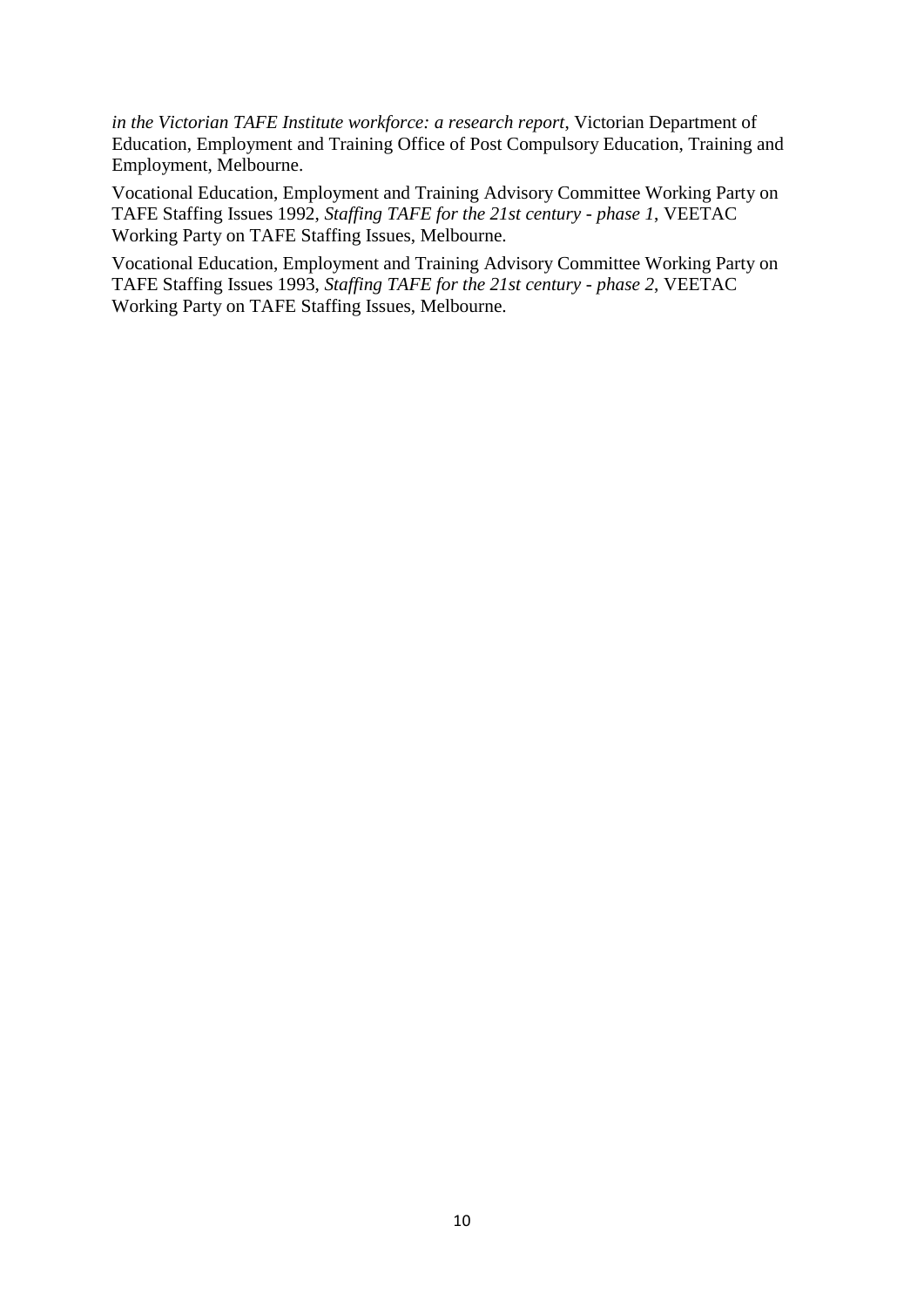*in the Victorian TAFE Institute workforce: a research report*, Victorian Department of Education, Employment and Training Office of Post Compulsory Education, Training and Employment, Melbourne.

Vocational Education, Employment and Training Advisory Committee Working Party on TAFE Staffing Issues 1992, *Staffing TAFE for the 21st century - phase 1*, VEETAC Working Party on TAFE Staffing Issues, Melbourne.

Vocational Education, Employment and Training Advisory Committee Working Party on TAFE Staffing Issues 1993, *Staffing TAFE for the 21st century - phase 2*, VEETAC Working Party on TAFE Staffing Issues, Melbourne.